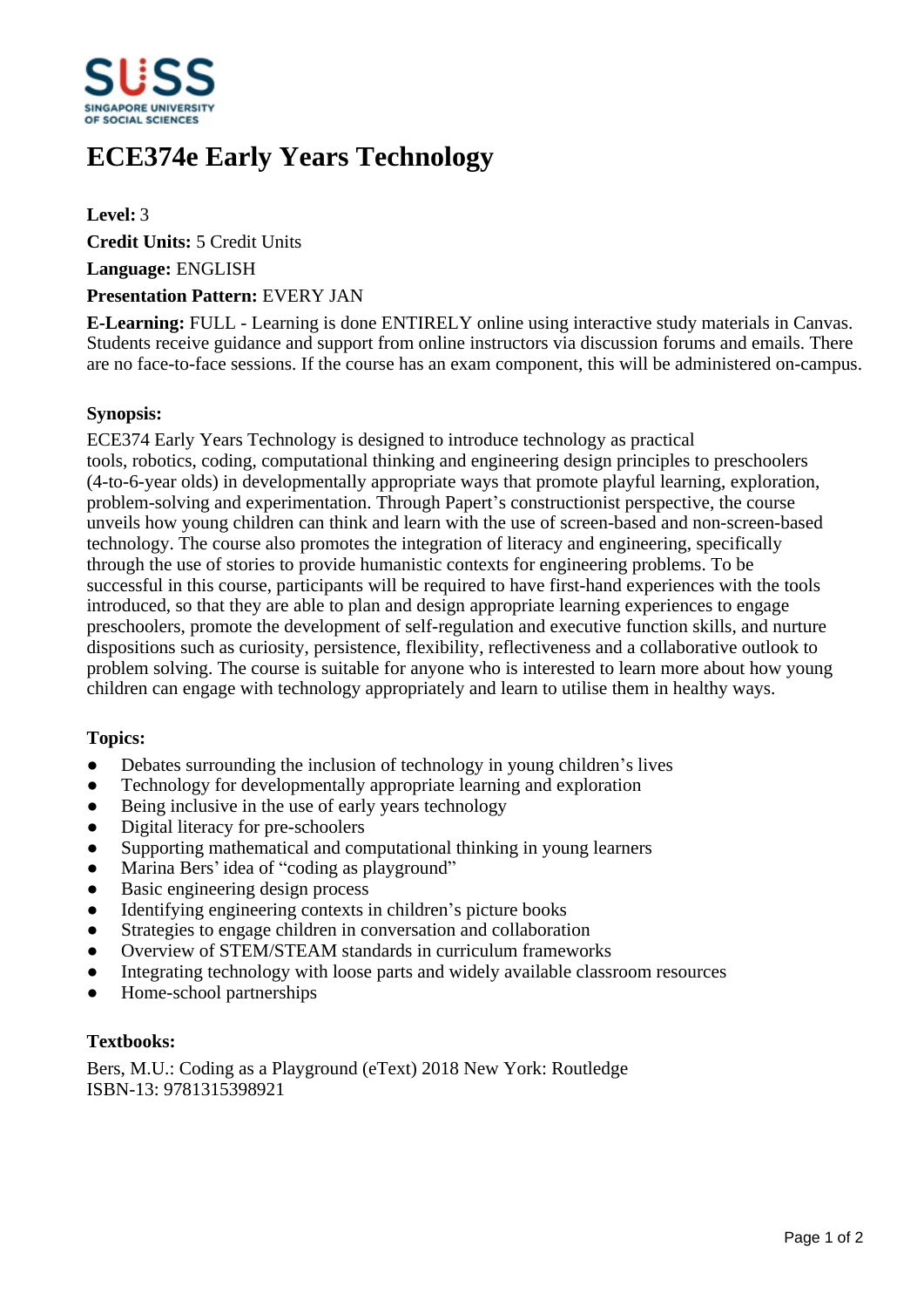# ECE374e Early Years Technology

**Level:** 3

**Credit Units:** 5 Credit Units

**Language:** ENGLISH

**Presentation Pattern:** EVERY JAN

**E-Learning:** FULL - Learning is done ENTIRELY online using interactive study materials in Canvas. Students receive guidance and support from online instructors via discussion forums and emails. There are no face-to-face sessions. If the course has an exam component, this will be administered on-campus.

### Synopsis:

ECE374 Early Years Technology is designed to introduce technology as practical tools, robotics, coding, computational thinking and engineering design principles to preschoolers (4-to-6-year olds) in developmentally appropriate ways that promote playful learning, exploration, problem-solving and experimentation. Through Papert's constructionist perspective, the course unveils how young children can think and learn with the use of screen-based and non-screen-based technology. The course also promotes the integration of literacy and engineering, specifically through the use of stories to provide humanistic contexts for engineering problems. To be successful in this course, participants will be required to have first-hand experiences with the tools introduced, so that they are able to plan and design appropriate learning experiences to engage preschoolers, promote the development of self-regulation and executive function skills, and nurture dispositions such as curiosity, persistence, flexibility, reflectiveness and a collaborative outlook to problem solving. The course is suitable for anyone who is interested to learn more about how young children can engage with technology appropriately and learn to utilise them in healthy ways.

### Topics:

- Debates surrounding the inclusion of technology in young children's lives
- Technology for developmentally appropriate learning and exploration
- Being inclusive in the use of early years technology
- Digital literacy for pre-schoolers
- Supporting mathematical and computational thinking in young learners
- Marina Bers' idea of "coding as playground"
- Basic engineering design process
- Identifying engineering contexts in children's picture books
- Strategies to engage children in conversation and collaboration
- Overview of STEM/STEAM standards in curriculum frameworks
- Integrating technology with loose parts and widely available classroom resources
- Home-school partnerships

### Textbooks:

Bers, M.U.: Coding as a Playground (eText) 2018 New York: Routledge
ISBN-13: 9781315398921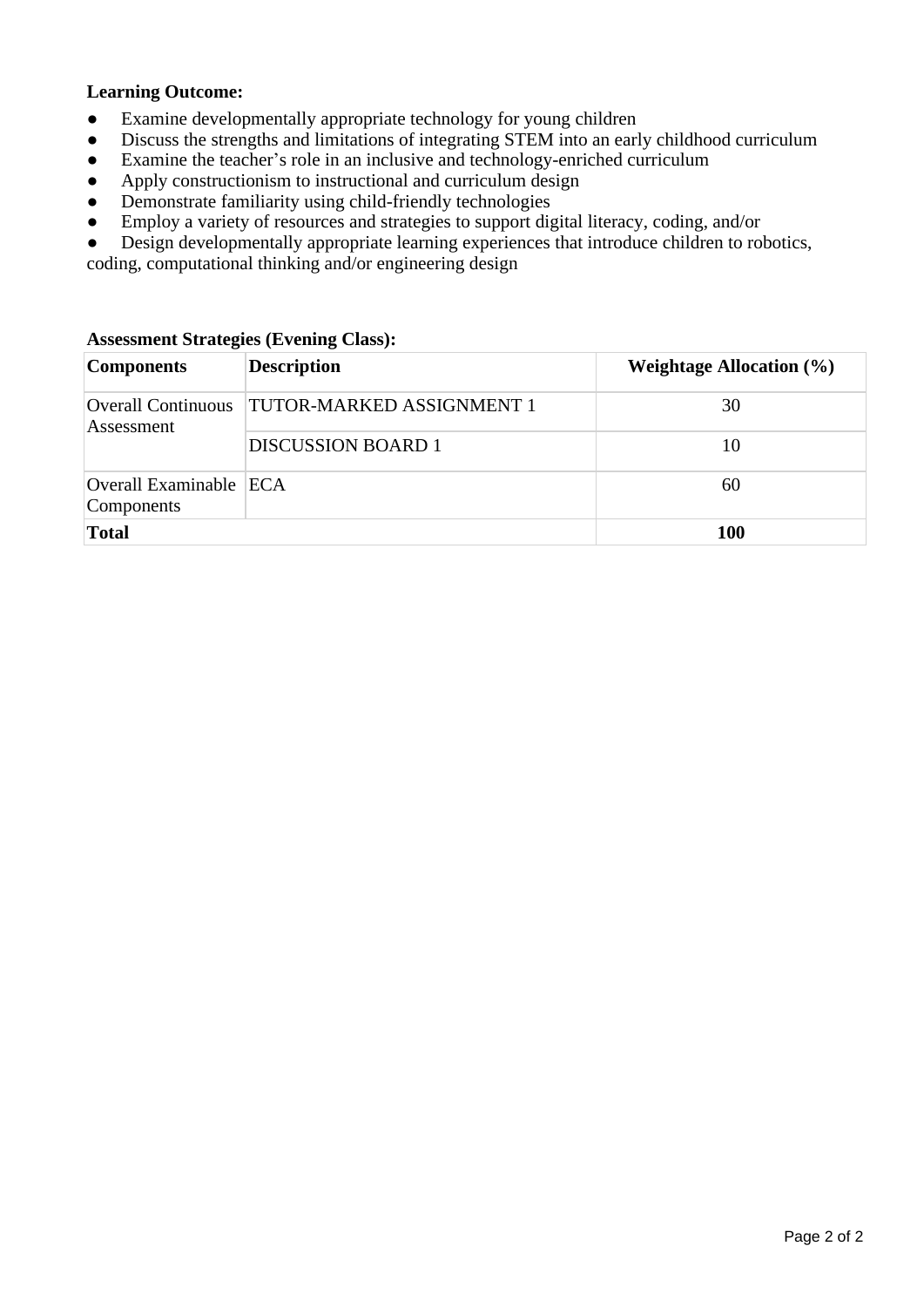**Learning Outcome:**

- Examine developmentally appropriate technology for young children
- Discuss the strengths and limitations of integrating STEM into an early childhood curriculum
- Examine the teacher's role in an inclusive and technology-enriched curriculum
- Apply constructionism to instructional and curriculum design
- Demonstrate familiarity using child-friendly technologies
- Employ a variety of resources and strategies to support digital literacy, coding, and/or
- Design developmentally appropriate learning experiences that introduce children to robotics, coding, computational thinking and/or engineering design

**Assessment Strategies (Evening Class):**

| Components | Description | Weightage Allocation (%) |
| --- | --- | --- |
| Overall Continuous Assessment | TUTOR-MARKED ASSIGNMENT 1 | 30 |
| | DISCUSSION BOARD 1 | 10 |
| Overall Examinable Components | ECA | 60 |
| **Total** | | **100** |